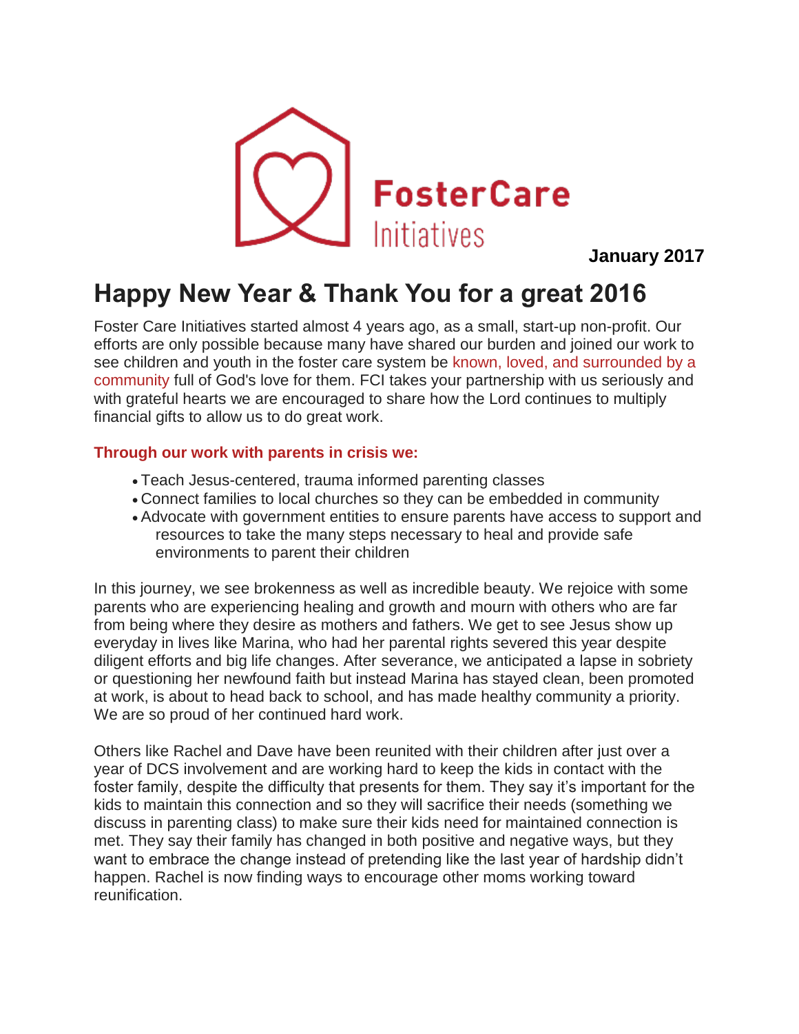FosterCare Initiatives

**January 2017**

# Happy New Year & Thank You for a great 2016

Foster Care Initiatives started almost 4 years ago, as a small, start-up non-profit. Our efforts are only possible because many have shared our burden and joined our work to see children and youth in the foster care system be known, loved, and surrounded by a community full of God's love for them. FCI takes your partnership with us seriously and with grateful hearts we are encouraged to share how the Lord continues to multiply financial gifts to allow us to do great work.

### Through our work with parents in crisis we:

- Teach Jesus-centered, trauma informed parenting classes
- Connect families to local churches so they can be embedded in community
- Advocate with government entities to ensure parents have access to support and resources to take the many steps necessary to heal and provide safe environments to parent their children

In this journey, we see brokenness as well as incredible beauty. We rejoice with some parents who are experiencing healing and growth and mourn with others who are far from being where they desire as mothers and fathers. We get to see Jesus show up everyday in lives like Marina, who had her parental rights severed this year despite diligent efforts and big life changes. After severance, we anticipated a lapse in sobriety or questioning her newfound faith but instead Marina has stayed clean, been promoted at work, is about to head back to school, and has made healthy community a priority. We are so proud of her continued hard work.

Others like Rachel and Dave have been reunited with their children after just over a year of DCS involvement and are working hard to keep the kids in contact with the foster family, despite the difficulty that presents for them. They say it's important for the kids to maintain this connection and so they will sacrifice their needs (something we discuss in parenting class) to make sure their kids need for maintained connection is met. They say their family has changed in both positive and negative ways, but they want to embrace the change instead of pretending like the last year of hardship didn't happen. Rachel is now finding ways to encourage other moms working toward reunification.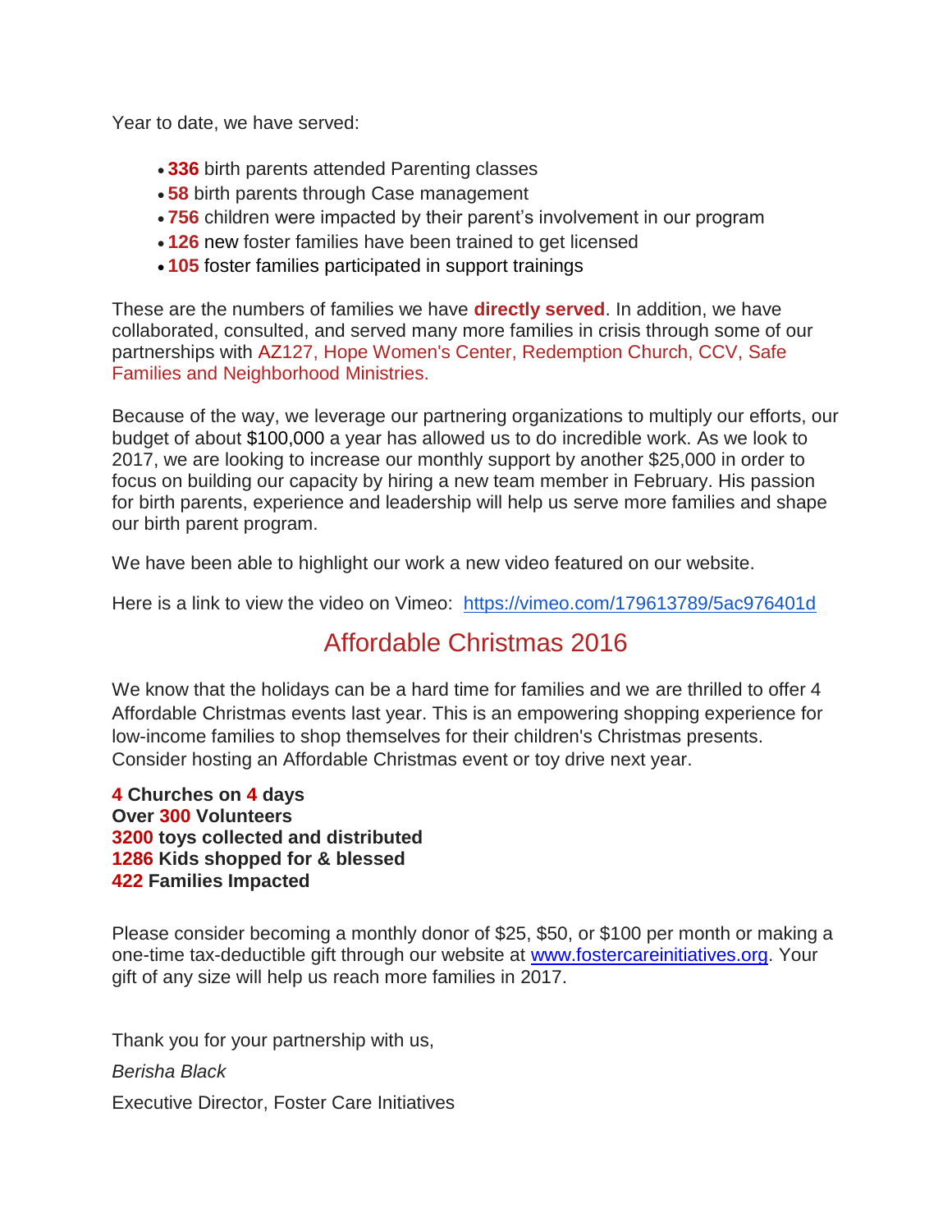Year to date, we have served:

- **336** birth parents attended Parenting classes
- **58** birth parents through Case management
- **756** children were impacted by their parent's involvement in our program
- **126** new foster families have been trained to get licensed
- **105** foster families participated in support trainings

These are the numbers of families we have **directly served**. In addition, we have collaborated, consulted, and served many more families in crisis through some of our partnerships with AZ127, Hope Women's Center, Redemption Church, CCV, Safe Families and Neighborhood Ministries.

Because of the way, we leverage our partnering organizations to multiply our efforts, our budget of about $100,000 a year has allowed us to do incredible work. As we look to 2017, we are looking to increase our monthly support by another $25,000 in order to focus on building our capacity by hiring a new team member in February. His passion for birth parents, experience and leadership will help us serve more families and shape our birth parent program.

We have been able to highlight our work a new video featured on our website.

Here is a link to view the video on Vimeo: [https://vimeo.com/179613789/5ac976401d](https://vimeo.com/179613789/5ac976401d)

## Affordable Christmas 2016

We know that the holidays can be a hard time for families and we are thrilled to offer 4 Affordable Christmas events last year. This is an empowering shopping experience for low-income families to shop themselves for their children's Christmas presents. Consider hosting an Affordable Christmas event or toy drive next year.

**4 Churches on 4 days**
**Over 300 Volunteers**
**3200 toys collected and distributed**
**1286 Kids shopped for & blessed**
**422 Families Impacted**

Please consider becoming a monthly donor of $25, $50, or $100 per month or making a one-time tax-deductible gift through our website at [www.fostercareinitiatives.org](http://www.fostercareinitiatives.org). Your gift of any size will help us reach more families in 2017.

Thank you for your partnership with us,

*Berisha Black*

Executive Director, Foster Care Initiatives